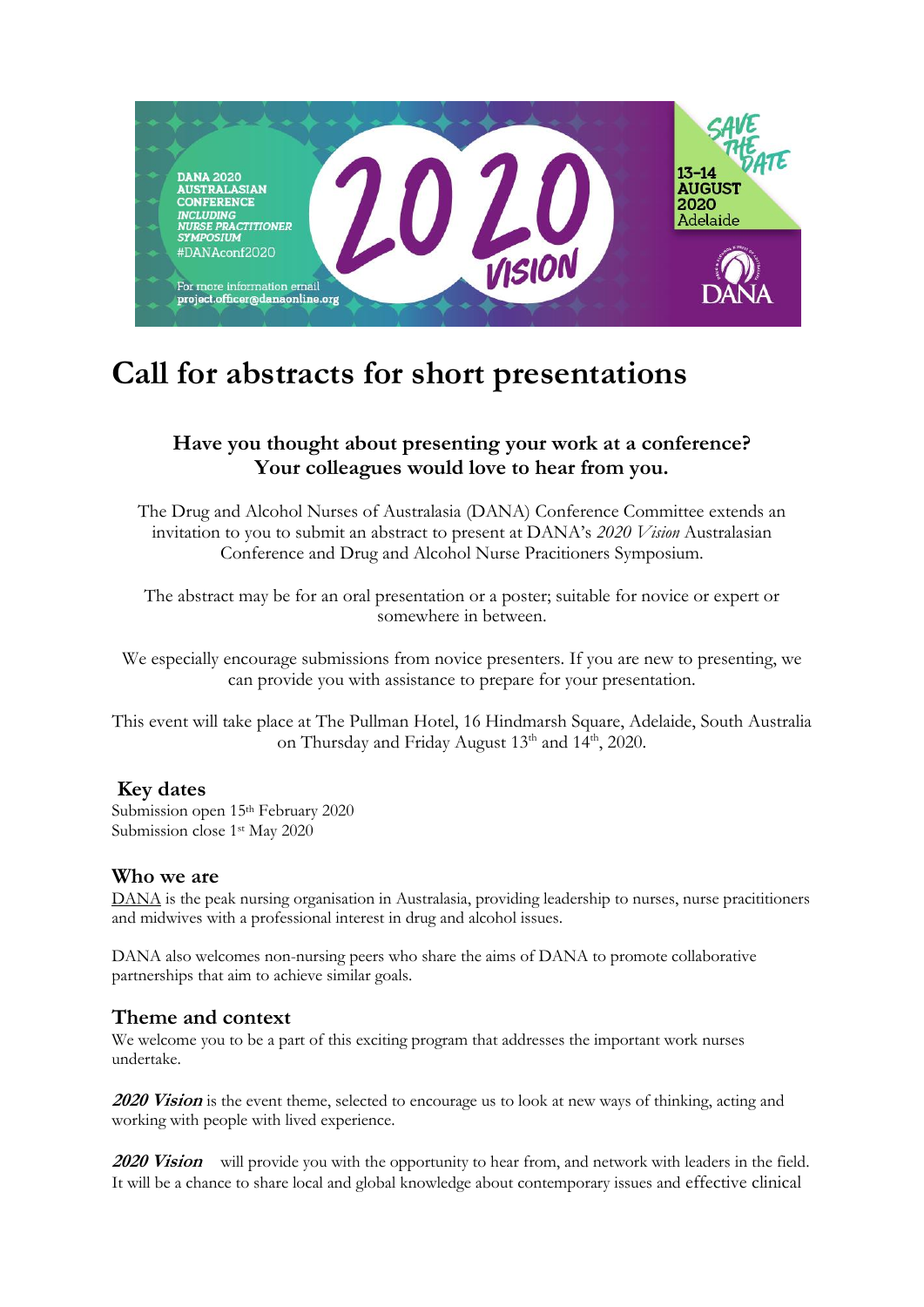DANA 2020 AUSTRALASIAN CONFERENCE *INCLUDING NURSE PRACTITIONER SYMPOSIUM* #DANAconf2020

For more information email **project.officer@danaonline.org**

2020 VISION

SAVE THE DATE 13-14 AUGUST 2020 Adelaide

DANA

# Call for abstracts for short presentations

### Have you thought about presenting your work at a conference? Your colleagues would love to hear from you.

The Drug and Alcohol Nurses of Australasia (DANA) Conference Committee extends an invitation to you to submit an abstract to present at DANA's *2020 Vision* Australasian Conference and Drug and Alcohol Nurse Pracitioners Symposium.

The abstract may be for an oral presentation or a poster; suitable for novice or expert or somewhere in between.

We especially encourage submissions from novice presenters. If you are new to presenting, we can provide you with assistance to prepare for your presentation.

This event will take place at The Pullman Hotel, 16 Hindmarsh Square, Adelaide, South Australia on Thursday and Friday August 13th and 14th, 2020.

## Key dates

Submission open 15th February 2020
Submission close 1st May 2020

## Who we are

DANA is the peak nursing organisation in Australasia, providing leadership to nurses, nurse pracititioners and midwives with a professional interest in drug and alcohol issues.

DANA also welcomes non-nursing peers who share the aims of DANA to promote collaborative partnerships that aim to achieve similar goals.

## Theme and context

We welcome you to be a part of this exciting program that addresses the important work nurses undertake.

***2020 Vision*** is the event theme, selected to encourage us to look at new ways of thinking, acting and working with people with lived experience.

***2020 Vision*** will provide you with the opportunity to hear from, and network with leaders in the field. It will be a chance to share local and global knowledge about contemporary issues and effective clinical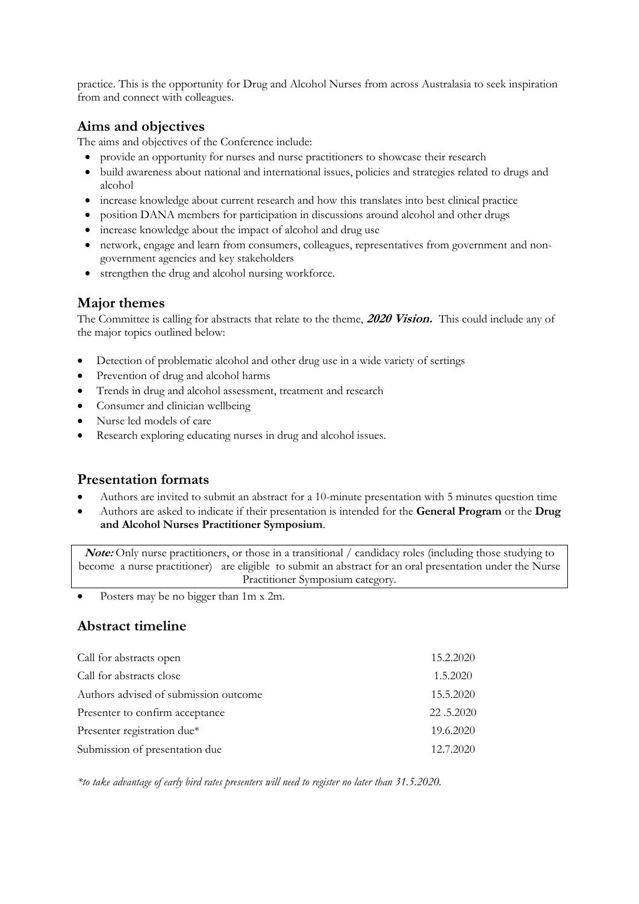practice. This is the opportunity for Drug and Alcohol Nurses from across Australasia to seek inspiration from and connect with colleagues.

## Aims and objectives

The aims and objectives of the Conference include:

- provide an opportunity for nurses and nurse practitioners to showcase their research
- build awareness about national and international issues, policies and strategies related to drugs and alcohol
- increase knowledge about current research and how this translates into best clinical practice
- position DANA members for participation in discussions around alcohol and other drugs
- increase knowledge about the impact of alcohol and drug use
- network, engage and learn from consumers, colleagues, representatives from government and non-government agencies and key stakeholders
- strengthen the drug and alcohol nursing workforce.

## Major themes

The Committee is calling for abstracts that relate to the theme, ***2020 Vision.*** This could include any of the major topics outlined below:

- Detection of problematic alcohol and other drug use in a wide variety of settings
- Prevention of drug and alcohol harms
- Trends in drug and alcohol assessment, treatment and research
- Consumer and clinician wellbeing
- Nurse led models of care
- Research exploring educating nurses in drug and alcohol issues.

## Presentation formats

- Authors are invited to submit an abstract for a 10-minute presentation with 5 minutes question time
- Authors are asked to indicate if their presentation is intended for the **General Program** or the **Drug and Alcohol Nurses Practitioner Symposium**.

> ***Note:*** Only nurse practitioners, or those in a transitional / candidacy roles (including those studying to become a nurse practitioner) are eligible to submit an abstract for an oral presentation under the Nurse Practitioner Symposium category.

- Posters may be no bigger than 1m x 2m.

## Abstract timeline

| | |
|---|---|
| Call for abstracts open | 15.2.2020 |
| Call for abstracts close | 1.5.2020 |
| Authors advised of submission outcome | 15.5.2020 |
| Presenter to confirm acceptance | 22 .5.2020 |
| Presenter registration due* | 19.6.2020 |
| Submission of presentation due | 12.7.2020 |

*\*to take advantage of early bird rates presenters will need to register no later than 31.5.2020.*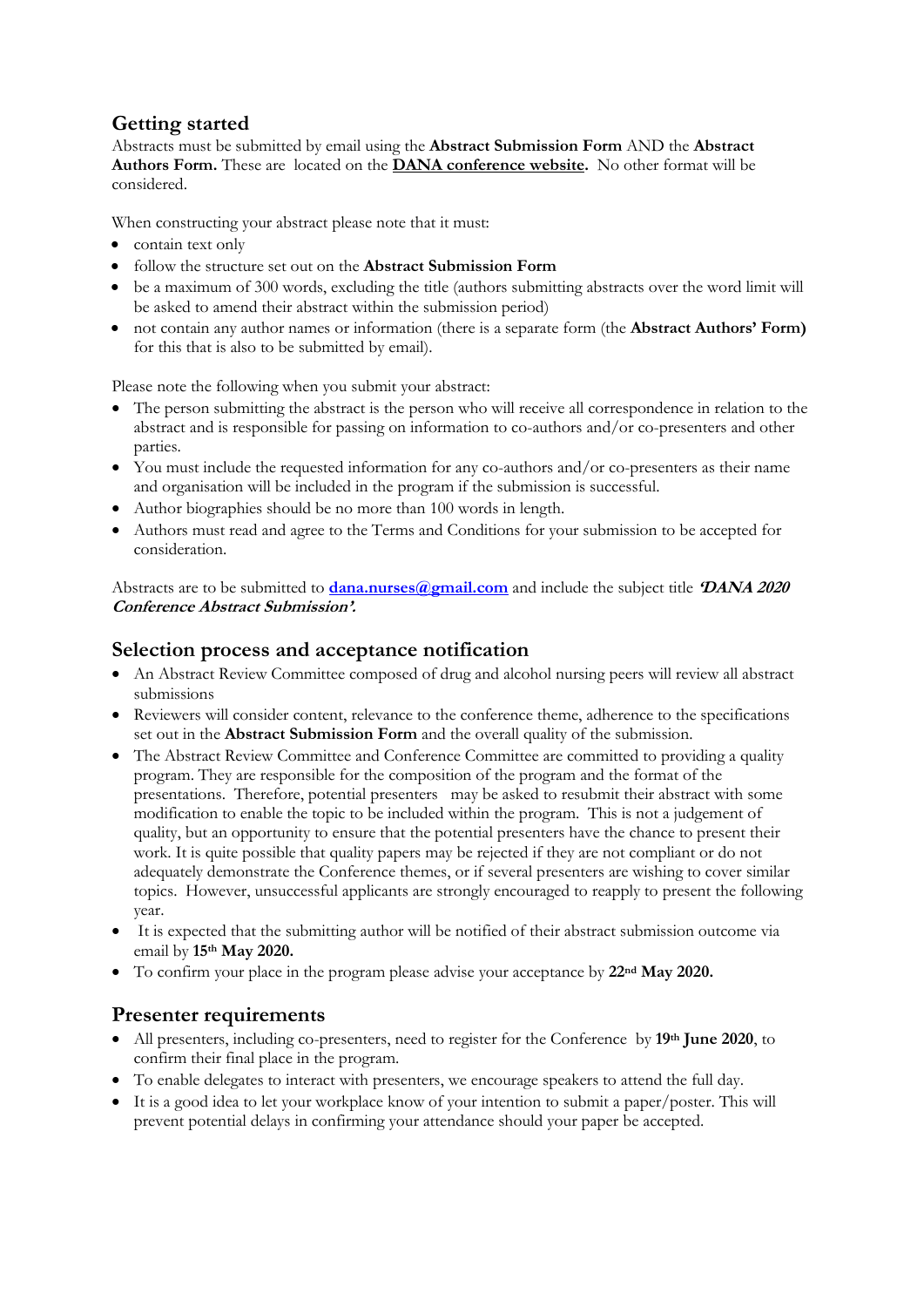## Getting started

Abstracts must be submitted by email using the **Abstract Submission Form** AND the **Abstract Authors Form.** These are located on the **DANA conference website.** No other format will be considered.

When constructing your abstract please note that it must:

- contain text only
- follow the structure set out on the **Abstract Submission Form**
- be a maximum of 300 words, excluding the title (authors submitting abstracts over the word limit will be asked to amend their abstract within the submission period)
- not contain any author names or information (there is a separate form (the **Abstract Authors' Form)** for this that is also to be submitted by email).

Please note the following when you submit your abstract:

- The person submitting the abstract is the person who will receive all correspondence in relation to the abstract and is responsible for passing on information to co-authors and/or co-presenters and other parties.
- You must include the requested information for any co-authors and/or co-presenters as their name and organisation will be included in the program if the submission is successful.
- Author biographies should be no more than 100 words in length.
- Authors must read and agree to the Terms and Conditions for your submission to be accepted for consideration.

Abstracts are to be submitted to **dana.nurses@gmail.com** and include the subject title ***'DANA 2020 Conference Abstract Submission'.***

## Selection process and acceptance notification

- An Abstract Review Committee composed of drug and alcohol nursing peers will review all abstract submissions
- Reviewers will consider content, relevance to the conference theme, adherence to the specifications set out in the **Abstract Submission Form** and the overall quality of the submission.
- The Abstract Review Committee and Conference Committee are committed to providing a quality program. They are responsible for the composition of the program and the format of the presentations. Therefore, potential presenters may be asked to resubmit their abstract with some modification to enable the topic to be included within the program. This is not a judgement of quality, but an opportunity to ensure that the potential presenters have the chance to present their work. It is quite possible that quality papers may be rejected if they are not compliant or do not adequately demonstrate the Conference themes, or if several presenters are wishing to cover similar topics. However, unsuccessful applicants are strongly encouraged to reapply to present the following year.
- It is expected that the submitting author will be notified of their abstract submission outcome via email by **15th May 2020.**
- To confirm your place in the program please advise your acceptance by **22nd May 2020.**

## Presenter requirements

- All presenters, including co-presenters, need to register for the Conference by **19th June 2020**, to confirm their final place in the program.
- To enable delegates to interact with presenters, we encourage speakers to attend the full day.
- It is a good idea to let your workplace know of your intention to submit a paper/poster. This will prevent potential delays in confirming your attendance should your paper be accepted.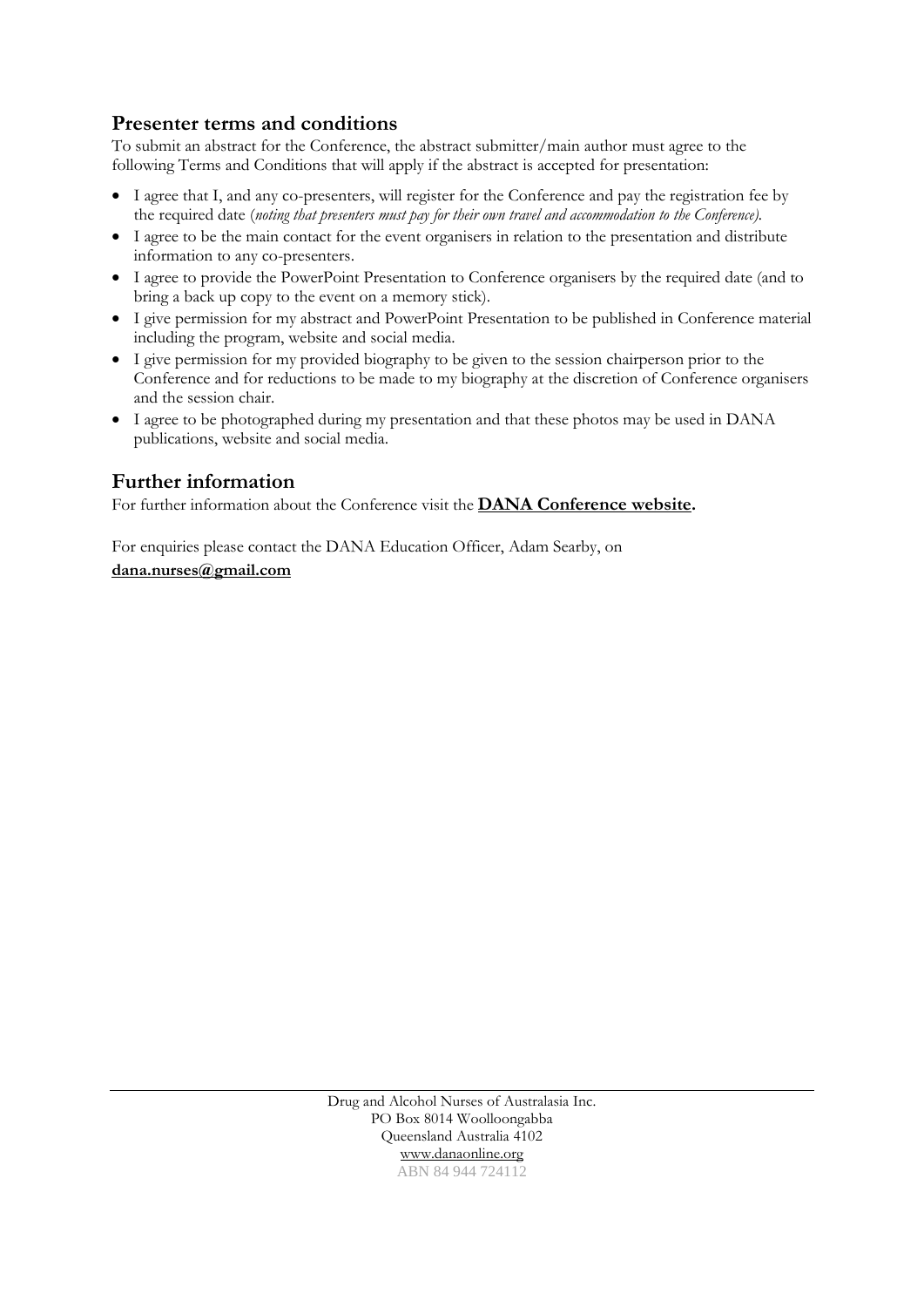## Presenter terms and conditions

To submit an abstract for the Conference, the abstract submitter/main author must agree to the following Terms and Conditions that will apply if the abstract is accepted for presentation:

- I agree that I, and any co-presenters, will register for the Conference and pay the registration fee by the required date (*noting that presenters must pay for their own travel and accommodation to the Conference).*
- I agree to be the main contact for the event organisers in relation to the presentation and distribute information to any co-presenters.
- I agree to provide the PowerPoint Presentation to Conference organisers by the required date (and to bring a back up copy to the event on a memory stick).
- I give permission for my abstract and PowerPoint Presentation to be published in Conference material including the program, website and social media.
- I give permission for my provided biography to be given to the session chairperson prior to the Conference and for reductions to be made to my biography at the discretion of Conference organisers and the session chair.
- I agree to be photographed during my presentation and that these photos may be used in DANA publications, website and social media.

## Further information

For further information about the Conference visit the **DANA Conference website.**

For enquiries please contact the DANA Education Officer, Adam Searby, on **dana.nurses@gmail.com**

Drug and Alcohol Nurses of Australasia Inc.
PO Box 8014 Woolloongabba
Queensland Australia 4102
www.danaonline.org
ABN 84 944 724112